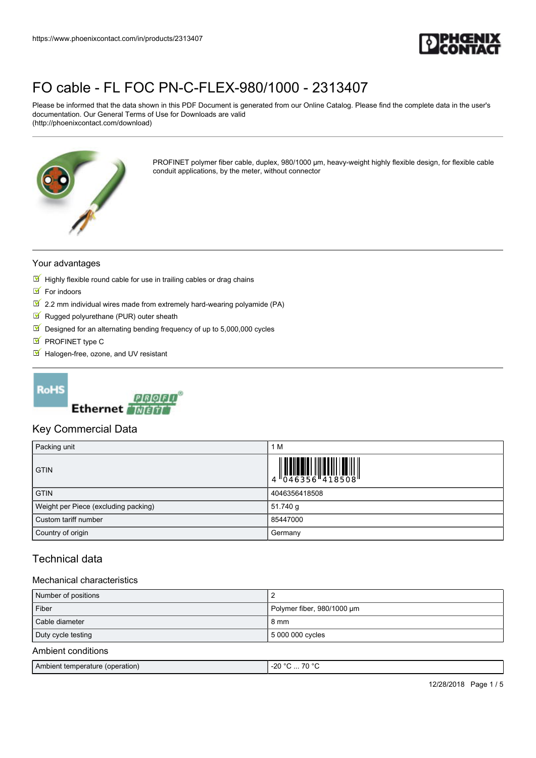# FO cable - FL FOC PN-C-FLEX-980/1000 - 2313407

Please be informed that the data shown in this PDF Document is generated from our Online Catalog. Please find the complete data in the user's documentation. Our General Terms of Use for Downloads are valid (http://phoenixcontact.com/download)

PROFINET polymer fiber cable, duplex, 980/1000 µm, heavy-weight highly flexible design, for flexible cable conduit applications, by the meter, without connector

## Your advantages

- Highly flexible round cable for use in trailing cables or drag chains
- For indoors
- 2.2 mm individual wires made from extremely hard-wearing polyamide (PA)
- Rugged polyurethane (PUR) outer sheath
- Designed for an alternating bending frequency of up to 5,000,000 cycles
- PROFINET type C
- Halogen-free, ozone, and UV resistant

## Key Commercial Data

| Packing unit | 1 M |
|---|---|
| GTIN | 4 046356 418508 |
| GTIN | 4046356418508 |
| Weight per Piece (excluding packing) | 51.740 g |
| Custom tariff number | 85447000 |
| Country of origin | Germany |

## Technical data

### Mechanical characteristics

| Number of positions | 2 |
|---|---|
| Fiber | Polymer fiber, 980/1000 µm |
| Cable diameter | 8 mm |
| Duty cycle testing | 5 000 000 cycles |

### Ambient conditions

| Ambient temperature (operation) | -20 °C ... 70 °C |
|---|---|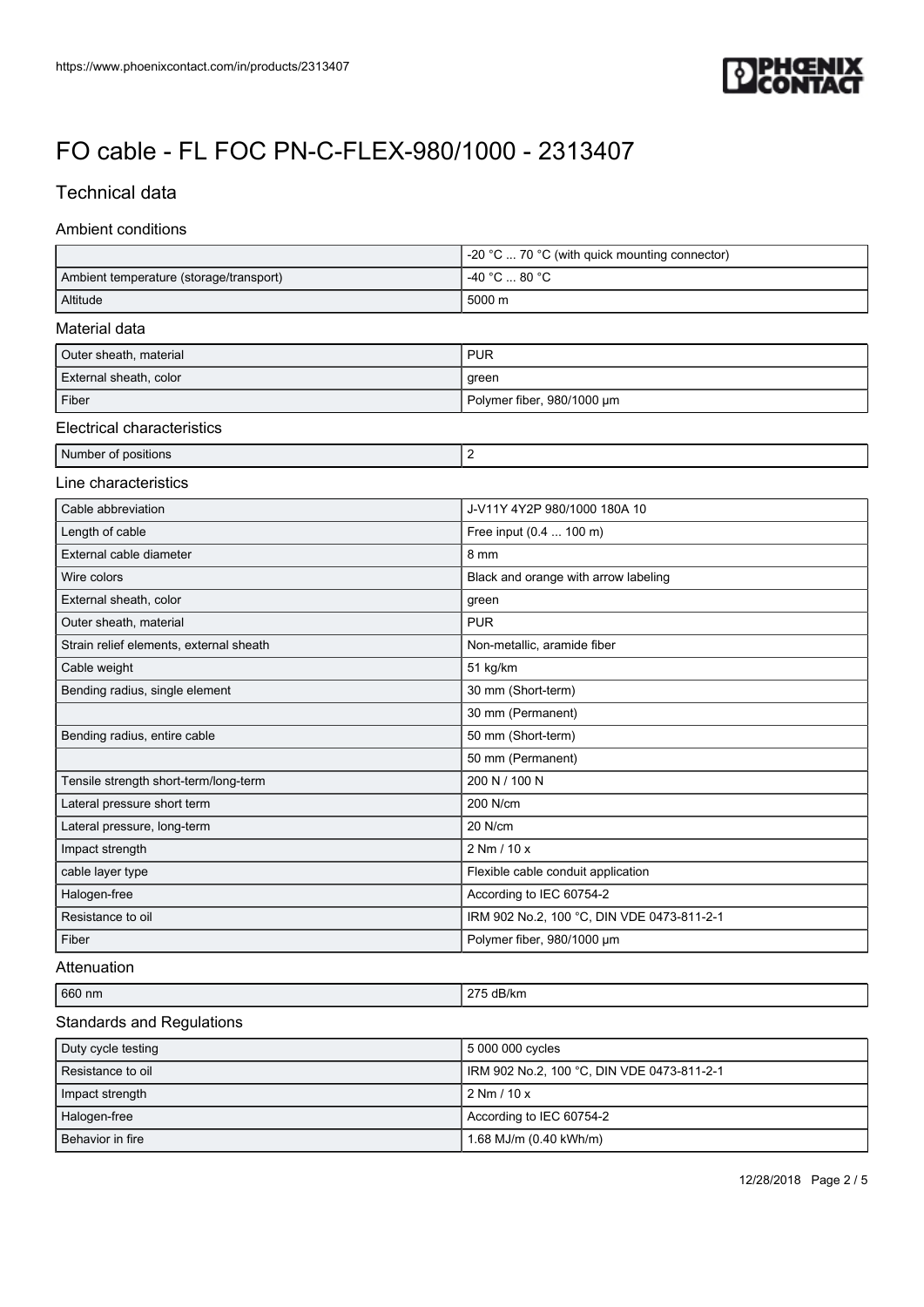# FO cable - FL FOC PN-C-FLEX-980/1000 - 2313407

## Technical data

### Ambient conditions

| | |
|---|---|
| | -20 °C ... 70 °C (with quick mounting connector) |
| Ambient temperature (storage/transport) | -40 °C ... 80 °C |
| Altitude | 5000 m |

### Material data

| | |
|---|---|
| Outer sheath, material | PUR |
| External sheath, color | green |
| Fiber | Polymer fiber, 980/1000 µm |

### Electrical characteristics

| | |
|---|---|
| Number of positions | 2 |

### Line characteristics

| | |
|---|---|
| Cable abbreviation | J-V11Y 4Y2P 980/1000 180A 10 |
| Length of cable | Free input (0.4 ... 100 m) |
| External cable diameter | 8 mm |
| Wire colors | Black and orange with arrow labeling |
| External sheath, color | green |
| Outer sheath, material | PUR |
| Strain relief elements, external sheath | Non-metallic, aramide fiber |
| Cable weight | 51 kg/km |
| Bending radius, single element | 30 mm (Short-term) |
| | 30 mm (Permanent) |
| Bending radius, entire cable | 50 mm (Short-term) |
| | 50 mm (Permanent) |
| Tensile strength short-term/long-term | 200 N / 100 N |
| Lateral pressure short term | 200 N/cm |
| Lateral pressure, long-term | 20 N/cm |
| Impact strength | 2 Nm / 10 x |
| cable layer type | Flexible cable conduit application |
| Halogen-free | According to IEC 60754-2 |
| Resistance to oil | IRM 902 No.2, 100 °C, DIN VDE 0473-811-2-1 |
| Fiber | Polymer fiber, 980/1000 µm |

### Attenuation

| | |
|---|---|
| 660 nm | 275 dB/km |

### Standards and Regulations

| | |
|---|---|
| Duty cycle testing | 5 000 000 cycles |
| Resistance to oil | IRM 902 No.2, 100 °C, DIN VDE 0473-811-2-1 |
| Impact strength | 2 Nm / 10 x |
| Halogen-free | According to IEC 60754-2 |
| Behavior in fire | 1.68 MJ/m (0.40 kWh/m) |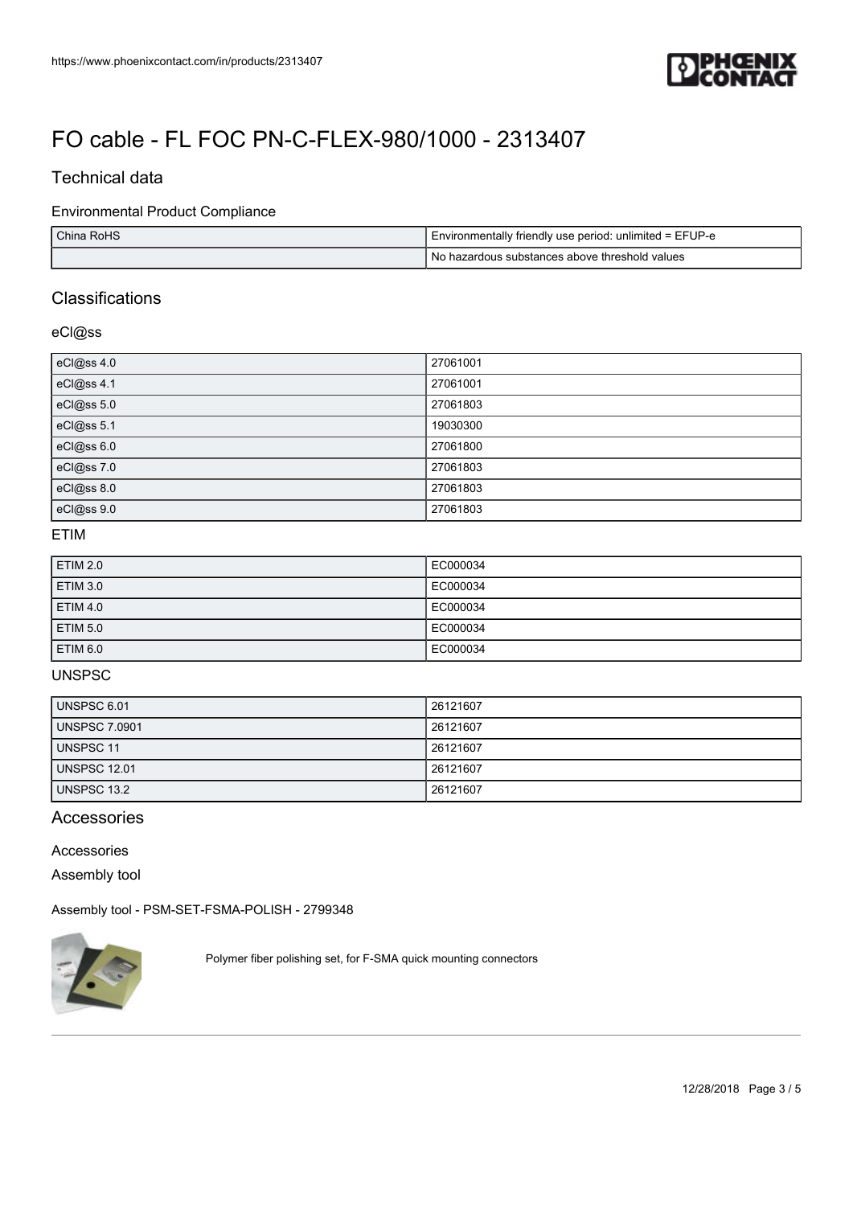# FO cable - FL FOC PN-C-FLEX-980/1000 - 2313407

## Technical data

### Environmental Product Compliance

| | |
|---|---|
| China RoHS | Environmentally friendly use period: unlimited = EFUP-e |
| | No hazardous substances above threshold values |

## Classifications

### eCl@ss

| | |
|---|---|
| eCl@ss 4.0 | 27061001 |
| eCl@ss 4.1 | 27061001 |
| eCl@ss 5.0 | 27061803 |
| eCl@ss 5.1 | 19030300 |
| eCl@ss 6.0 | 27061800 |
| eCl@ss 7.0 | 27061803 |
| eCl@ss 8.0 | 27061803 |
| eCl@ss 9.0 | 27061803 |

### ETIM

| | |
|---|---|
| ETIM 2.0 | EC000034 |
| ETIM 3.0 | EC000034 |
| ETIM 4.0 | EC000034 |
| ETIM 5.0 | EC000034 |
| ETIM 6.0 | EC000034 |

### UNSPSC

| | |
|---|---|
| UNSPSC 6.01 | 26121607 |
| UNSPSC 7.0901 | 26121607 |
| UNSPSC 11 | 26121607 |
| UNSPSC 12.01 | 26121607 |
| UNSPSC 13.2 | 26121607 |

## Accessories

Accessories

Assembly tool

Assembly tool - PSM-SET-FSMA-POLISH - 2799348

Polymer fiber polishing set, for F-SMA quick mounting connectors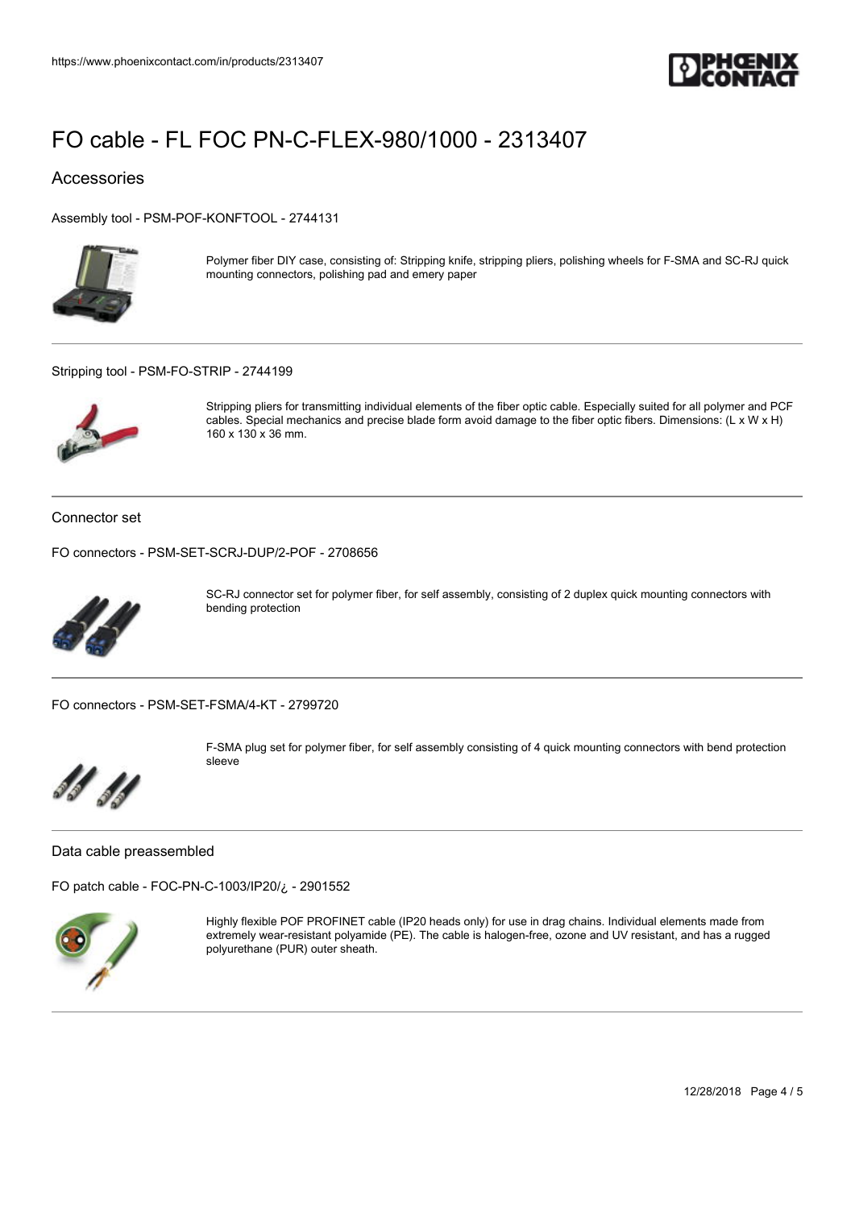# FO cable - FL FOC PN-C-FLEX-980/1000 - 2313407

## Accessories

Assembly tool - PSM-POF-KONFTOOL - 2744131

Polymer fiber DIY case, consisting of: Stripping knife, stripping pliers, polishing wheels for F-SMA and SC-RJ quick mounting connectors, polishing pad and emery paper

Stripping tool - PSM-FO-STRIP - 2744199

Stripping pliers for transmitting individual elements of the fiber optic cable. Especially suited for all polymer and PCF cables. Special mechanics and precise blade form avoid damage to the fiber optic fibers. Dimensions: (L x W x H) 160 x 130 x 36 mm.

### Connector set

FO connectors - PSM-SET-SCRJ-DUP/2-POF - 2708656

SC-RJ connector set for polymer fiber, for self assembly, consisting of 2 duplex quick mounting connectors with bending protection

FO connectors - PSM-SET-FSMA/4-KT - 2799720

F-SMA plug set for polymer fiber, for self assembly consisting of 4 quick mounting connectors with bend protection sleeve

### Data cable preassembled

FO patch cable - FOC-PN-C-1003/IP20/¿ - 2901552

Highly flexible POF PROFINET cable (IP20 heads only) for use in drag chains. Individual elements made from extremely wear-resistant polyamide (PE). The cable is halogen-free, ozone and UV resistant, and has a rugged polyurethane (PUR) outer sheath.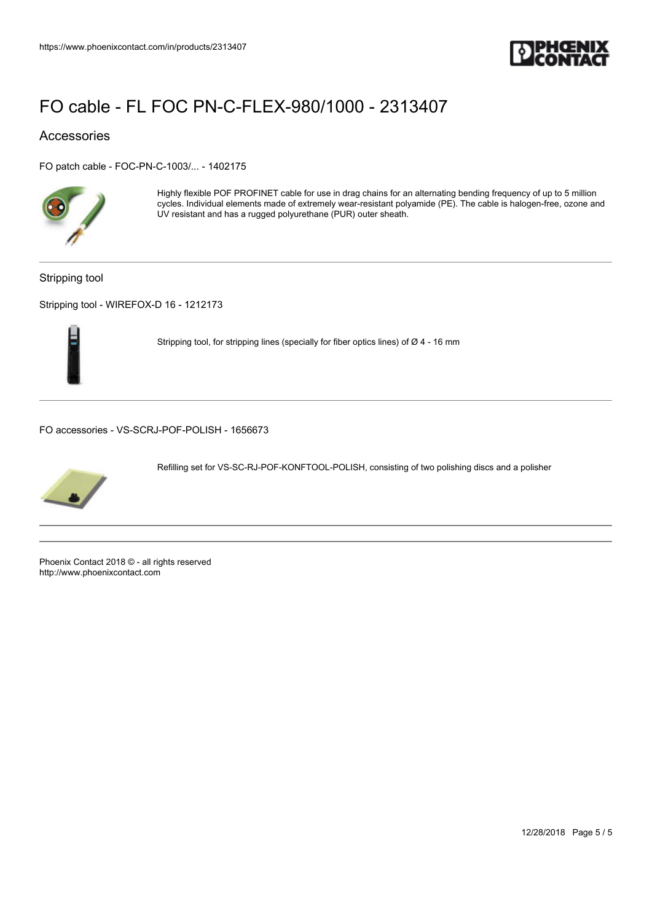# FO cable - FL FOC PN-C-FLEX-980/1000 - 2313407

## Accessories

FO patch cable - FOC-PN-C-1003/... - 1402175

Highly flexible POF PROFINET cable for use in drag chains for an alternating bending frequency of up to 5 million cycles. Individual elements made of extremely wear-resistant polyamide (PE). The cable is halogen-free, ozone and UV resistant and has a rugged polyurethane (PUR) outer sheath.

---

### Stripping tool

Stripping tool - WIREFOX-D 16 - 1212173

Stripping tool, for stripping lines (specially for fiber optics lines) of Ø 4 - 16 mm

---

FO accessories - VS-SCRJ-POF-POLISH - 1656673

Refilling set for VS-SC-RJ-POF-KONFTOOL-POLISH, consisting of two polishing discs and a polisher

---

Phoenix Contact 2018 © - all rights reserved
http://www.phoenixcontact.com